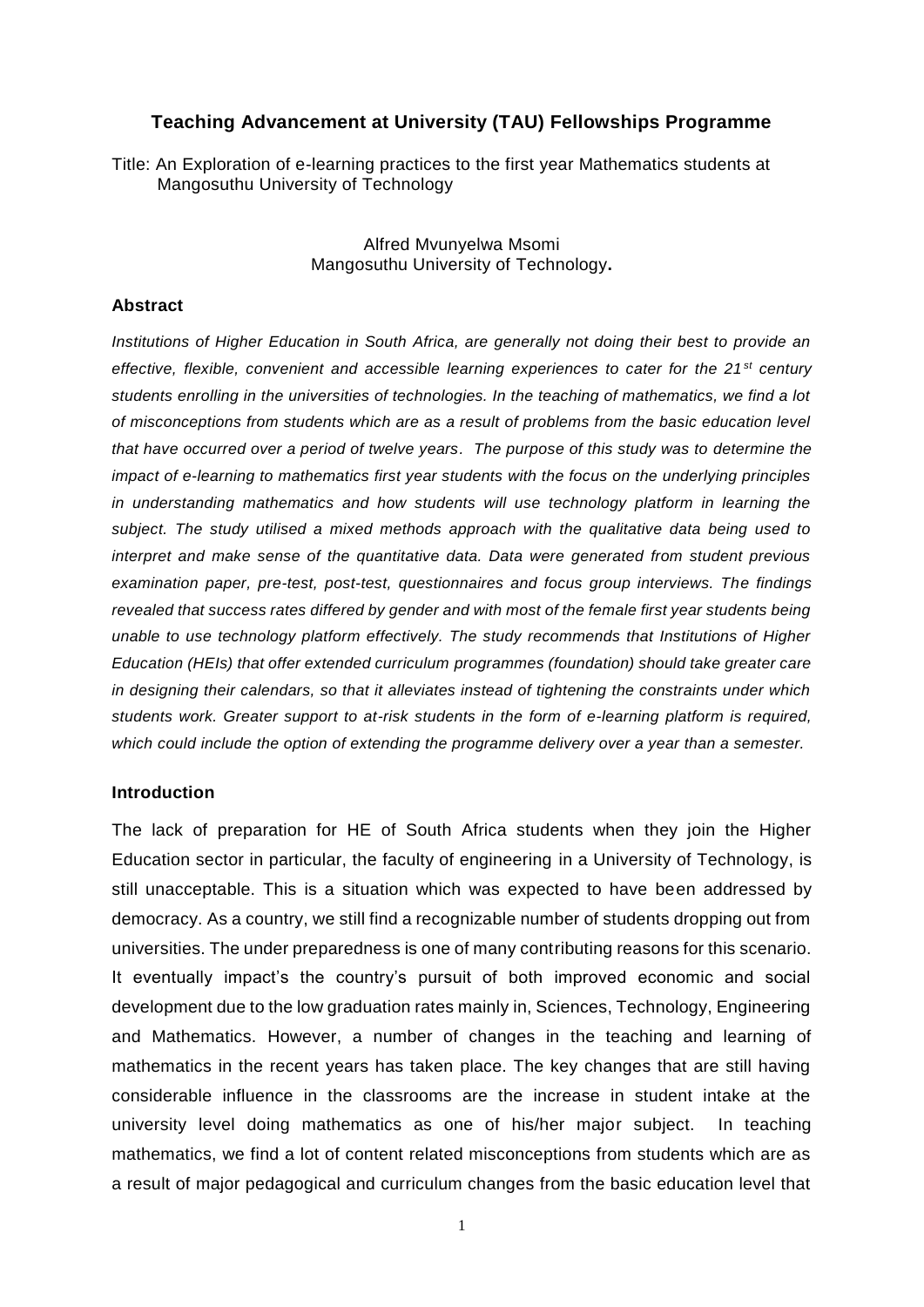## Teaching Advancement at University (TAU) Fellowships Programme

Title: An Exploration of e-learning practices to the first year Mathematics students at Mangosuthu University of Technology

Alfred Mvunyelwa Msomi
Mangosuthu University of Technology**.**

### Abstract

*Institutions of Higher Education in South Africa, are generally not doing their best to provide an effective, flexible, convenient and accessible learning experiences to cater for the 21$^{st}$ century students enrolling in the universities of technologies. In the teaching of mathematics, we find a lot of misconceptions from students which are as a result of problems from the basic education level that have occurred over a period of twelve years. The purpose of this study was to determine the impact of e-learning to mathematics first year students with the focus on the underlying principles in understanding mathematics and how students will use technology platform in learning the subject. The study utilised a mixed methods approach with the qualitative data being used to interpret and make sense of the quantitative data. Data were generated from student previous examination paper, pre-test, post-test, questionnaires and focus group interviews. The findings revealed that success rates differed by gender and with most of the female first year students being unable to use technology platform effectively. The study recommends that Institutions of Higher Education (HEIs) that offer extended curriculum programmes (foundation) should take greater care in designing their calendars, so that it alleviates instead of tightening the constraints under which students work. Greater support to at-risk students in the form of e-learning platform is required, which could include the option of extending the programme delivery over a year than a semester.*

### Introduction

The lack of preparation for HE of South Africa students when they join the Higher Education sector in particular, the faculty of engineering in a University of Technology, is still unacceptable. This is a situation which was expected to have been addressed by democracy. As a country, we still find a recognizable number of students dropping out from universities. The under preparedness is one of many contributing reasons for this scenario. It eventually impact's the country's pursuit of both improved economic and social development due to the low graduation rates mainly in, Sciences, Technology, Engineering and Mathematics. However, a number of changes in the teaching and learning of mathematics in the recent years has taken place. The key changes that are still having considerable influence in the classrooms are the increase in student intake at the university level doing mathematics as one of his/her major subject. In teaching mathematics, we find a lot of content related misconceptions from students which are as a result of major pedagogical and curriculum changes from the basic education level that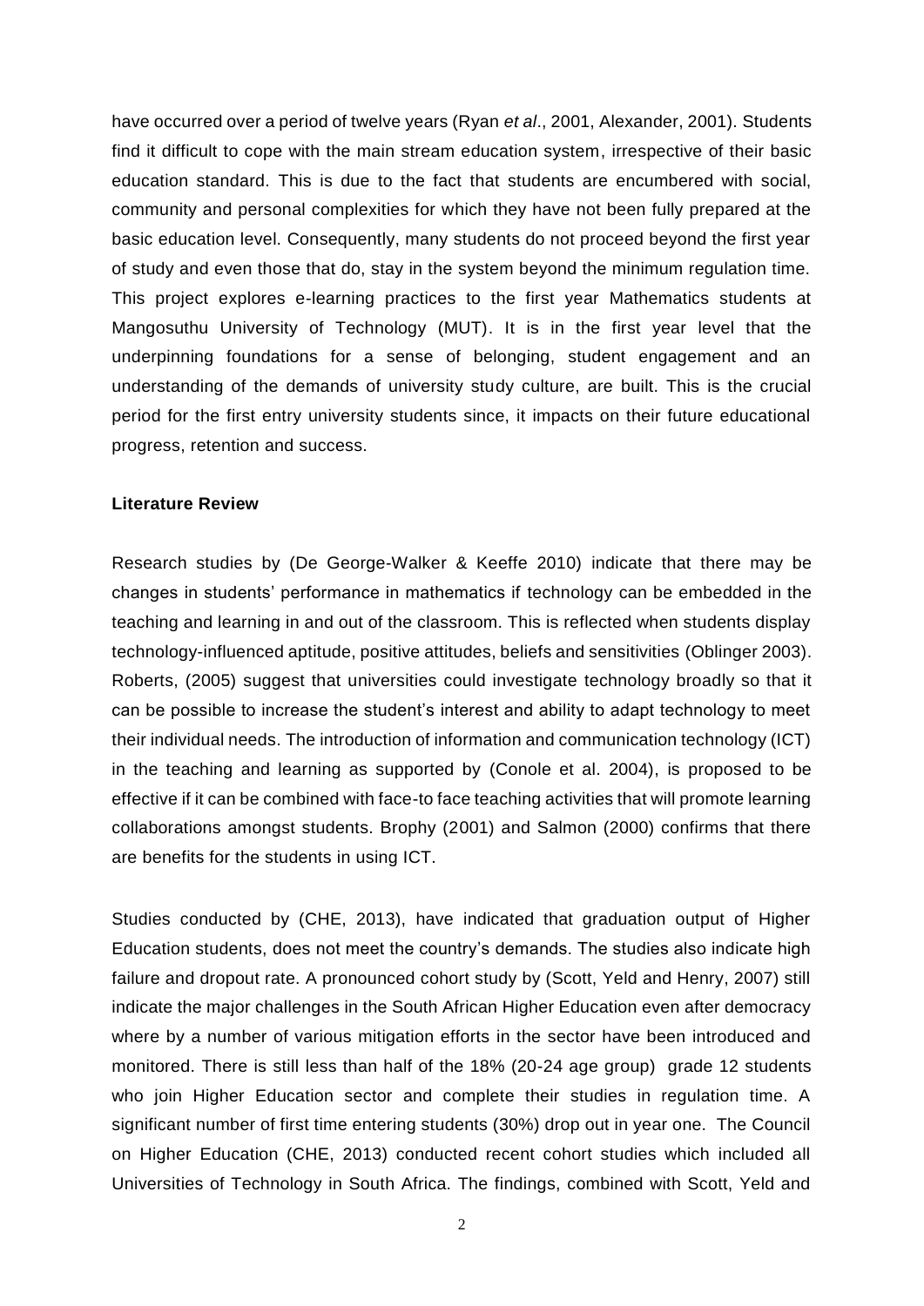have occurred over a period of twelve years (Ryan *et al*., 2001, Alexander, 2001). Students find it difficult to cope with the main stream education system, irrespective of their basic education standard. This is due to the fact that students are encumbered with social, community and personal complexities for which they have not been fully prepared at the basic education level. Consequently, many students do not proceed beyond the first year of study and even those that do, stay in the system beyond the minimum regulation time. This project explores e-learning practices to the first year Mathematics students at Mangosuthu University of Technology (MUT). It is in the first year level that the underpinning foundations for a sense of belonging, student engagement and an understanding of the demands of university study culture, are built. This is the crucial period for the first entry university students since, it impacts on their future educational progress, retention and success.

**Literature Review**

Research studies by (De George-Walker & Keeffe 2010) indicate that there may be changes in students' performance in mathematics if technology can be embedded in the teaching and learning in and out of the classroom. This is reflected when students display technology-influenced aptitude, positive attitudes, beliefs and sensitivities (Oblinger 2003). Roberts, (2005) suggest that universities could investigate technology broadly so that it can be possible to increase the student's interest and ability to adapt technology to meet their individual needs. The introduction of information and communication technology (ICT) in the teaching and learning as supported by (Conole et al. 2004), is proposed to be effective if it can be combined with face-to face teaching activities that will promote learning collaborations amongst students. Brophy (2001) and Salmon (2000) confirms that there are benefits for the students in using ICT.

Studies conducted by (CHE, 2013), have indicated that graduation output of Higher Education students, does not meet the country's demands. The studies also indicate high failure and dropout rate. A pronounced cohort study by (Scott, Yeld and Henry, 2007) still indicate the major challenges in the South African Higher Education even after democracy where by a number of various mitigation efforts in the sector have been introduced and monitored. There is still less than half of the 18% (20-24 age group) grade 12 students who join Higher Education sector and complete their studies in regulation time. A significant number of first time entering students (30%) drop out in year one. The Council on Higher Education (CHE, 2013) conducted recent cohort studies which included all Universities of Technology in South Africa. The findings, combined with Scott, Yeld and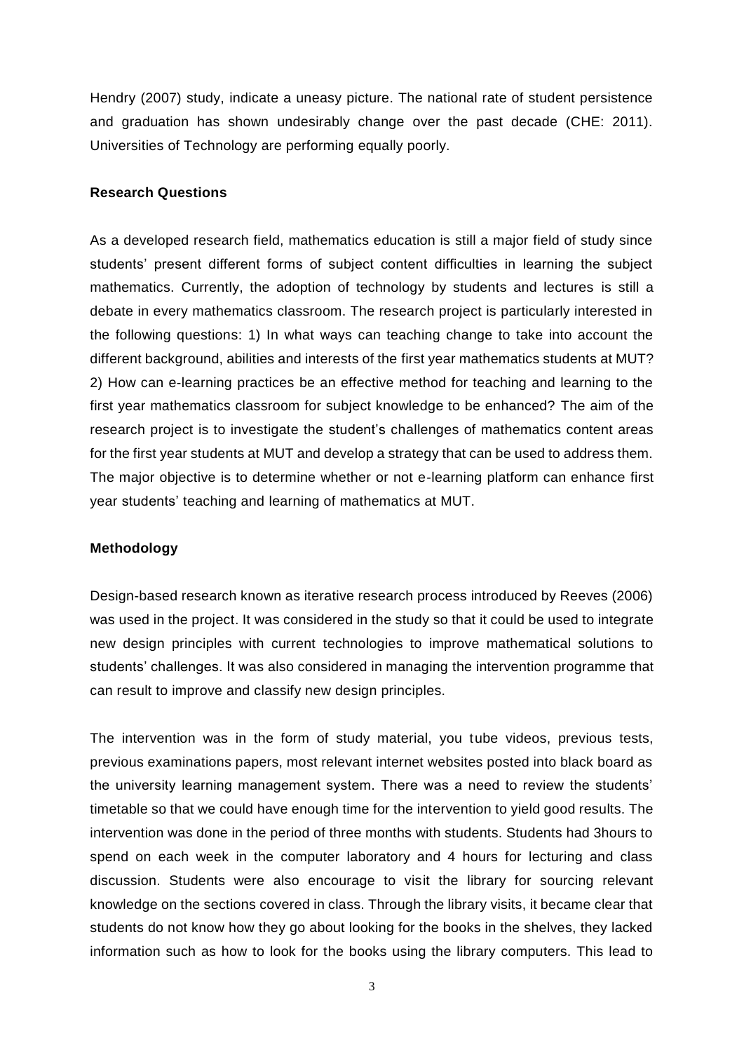Hendry (2007) study, indicate a uneasy picture. The national rate of student persistence and graduation has shown undesirably change over the past decade (CHE: 2011). Universities of Technology are performing equally poorly.

**Research Questions**

As a developed research field, mathematics education is still a major field of study since students' present different forms of subject content difficulties in learning the subject mathematics. Currently, the adoption of technology by students and lectures is still a debate in every mathematics classroom. The research project is particularly interested in the following questions: 1) In what ways can teaching change to take into account the different background, abilities and interests of the first year mathematics students at MUT? 2) How can e-learning practices be an effective method for teaching and learning to the first year mathematics classroom for subject knowledge to be enhanced? The aim of the research project is to investigate the student's challenges of mathematics content areas for the first year students at MUT and develop a strategy that can be used to address them. The major objective is to determine whether or not e-learning platform can enhance first year students' teaching and learning of mathematics at MUT.

**Methodology**

Design-based research known as iterative research process introduced by Reeves (2006) was used in the project. It was considered in the study so that it could be used to integrate new design principles with current technologies to improve mathematical solutions to students' challenges. It was also considered in managing the intervention programme that can result to improve and classify new design principles.

The intervention was in the form of study material, you tube videos, previous tests, previous examinations papers, most relevant internet websites posted into black board as the university learning management system. There was a need to review the students' timetable so that we could have enough time for the intervention to yield good results. The intervention was done in the period of three months with students. Students had 3hours to spend on each week in the computer laboratory and 4 hours for lecturing and class discussion. Students were also encourage to visit the library for sourcing relevant knowledge on the sections covered in class. Through the library visits, it became clear that students do not know how they go about looking for the books in the shelves, they lacked information such as how to look for the books using the library computers. This lead to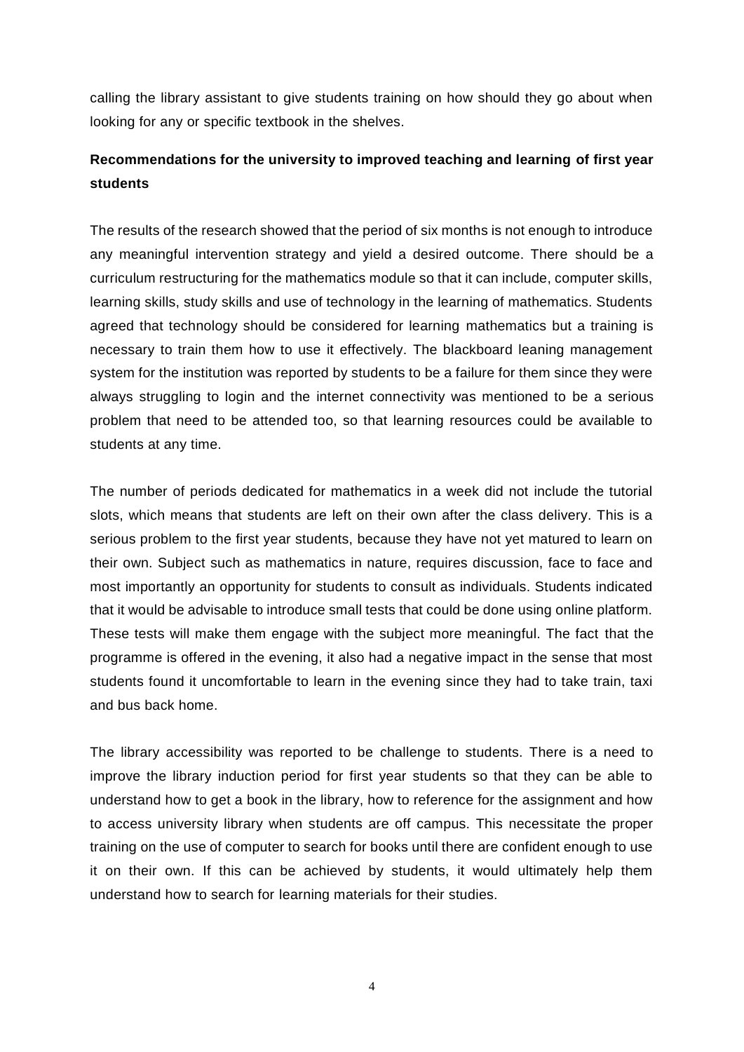calling the library assistant to give students training on how should they go about when looking for any or specific textbook in the shelves.

**Recommendations for the university to improved teaching and learning of first year students**

The results of the research showed that the period of six months is not enough to introduce any meaningful intervention strategy and yield a desired outcome. There should be a curriculum restructuring for the mathematics module so that it can include, computer skills, learning skills, study skills and use of technology in the learning of mathematics. Students agreed that technology should be considered for learning mathematics but a training is necessary to train them how to use it effectively. The blackboard leaning management system for the institution was reported by students to be a failure for them since they were always struggling to login and the internet connectivity was mentioned to be a serious problem that need to be attended too, so that learning resources could be available to students at any time.

The number of periods dedicated for mathematics in a week did not include the tutorial slots, which means that students are left on their own after the class delivery. This is a serious problem to the first year students, because they have not yet matured to learn on their own. Subject such as mathematics in nature, requires discussion, face to face and most importantly an opportunity for students to consult as individuals. Students indicated that it would be advisable to introduce small tests that could be done using online platform. These tests will make them engage with the subject more meaningful. The fact that the programme is offered in the evening, it also had a negative impact in the sense that most students found it uncomfortable to learn in the evening since they had to take train, taxi and bus back home.

The library accessibility was reported to be challenge to students. There is a need to improve the library induction period for first year students so that they can be able to understand how to get a book in the library, how to reference for the assignment and how to access university library when students are off campus. This necessitate the proper training on the use of computer to search for books until there are confident enough to use it on their own. If this can be achieved by students, it would ultimately help them understand how to search for learning materials for their studies.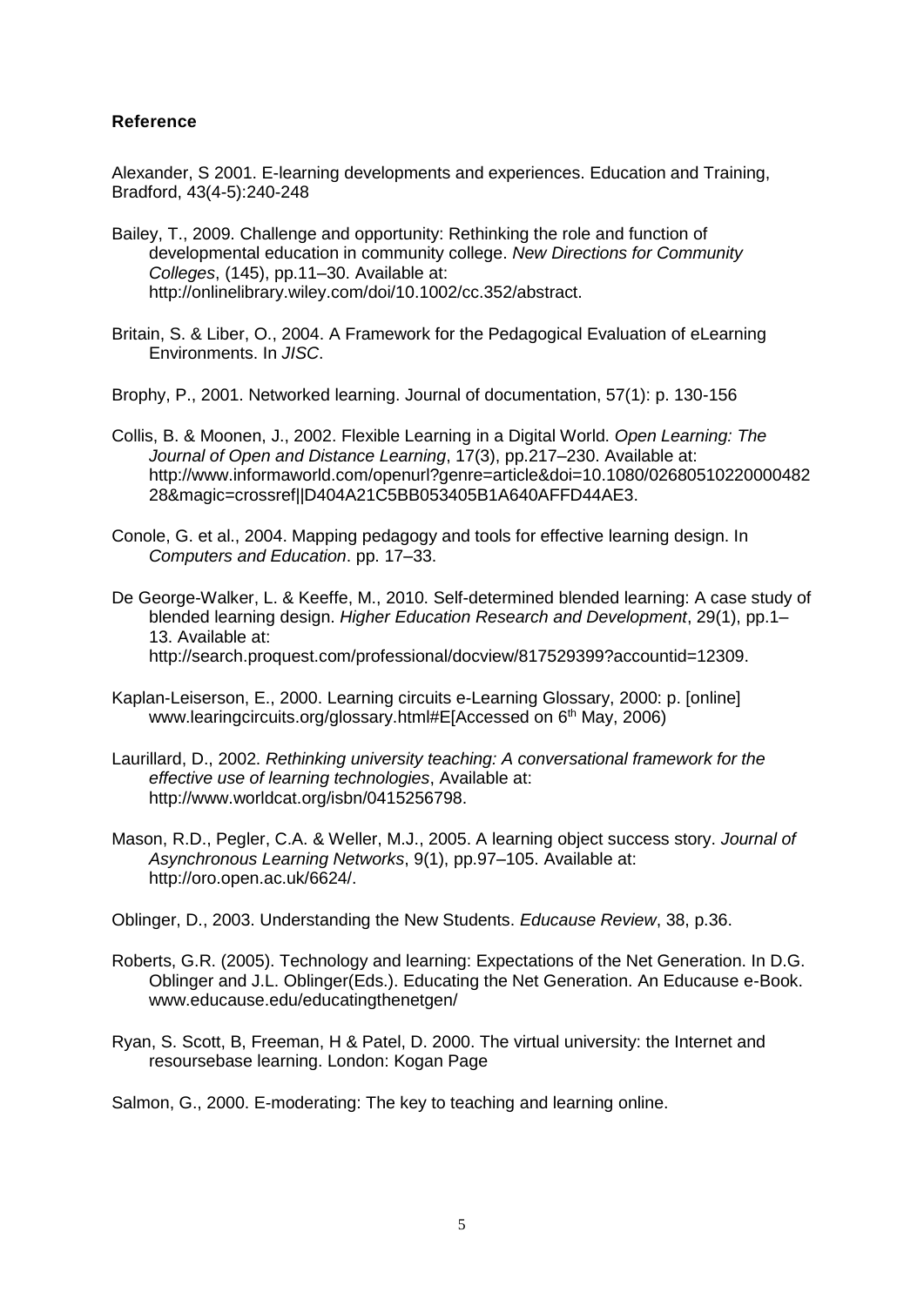**Reference**

Alexander, S 2001. E-learning developments and experiences. Education and Training, Bradford, 43(4-5):240-248

Bailey, T., 2009. Challenge and opportunity: Rethinking the role and function of developmental education in community college. *New Directions for Community Colleges*, (145), pp.11–30. Available at: http://onlinelibrary.wiley.com/doi/10.1002/cc.352/abstract.

Britain, S. & Liber, O., 2004. A Framework for the Pedagogical Evaluation of eLearning Environments. In *JISC*.

Brophy, P., 2001. Networked learning. Journal of documentation, 57(1): p. 130-156

Collis, B. & Moonen, J., 2002. Flexible Learning in a Digital World. *Open Learning: The Journal of Open and Distance Learning*, 17(3), pp.217–230. Available at: http://www.informaworld.com/openurl?genre=article&doi=10.1080/0268051022000048228&magic=crossref||D404A21C5BB053405B1A640AFFD44AE3.

Conole, G. et al., 2004. Mapping pedagogy and tools for effective learning design. In *Computers and Education*. pp. 17–33.

De George-Walker, L. & Keeffe, M., 2010. Self-determined blended learning: A case study of blended learning design. *Higher Education Research and Development*, 29(1), pp.1–13. Available at: http://search.proquest.com/professional/docview/817529399?accountid=12309.

Kaplan-Leiserson, E., 2000. Learning circuits e-Learning Glossary, 2000: p. [online] www.learingcircuits.org/glossary.html#E[Accessed on 6th May, 2006)

Laurillard, D., 2002. *Rethinking university teaching: A conversational framework for the effective use of learning technologies*, Available at: http://www.worldcat.org/isbn/0415256798.

Mason, R.D., Pegler, C.A. & Weller, M.J., 2005. A learning object success story. *Journal of Asynchronous Learning Networks*, 9(1), pp.97–105. Available at: http://oro.open.ac.uk/6624/.

Oblinger, D., 2003. Understanding the New Students. *Educause Review*, 38, p.36.

Roberts, G.R. (2005). Technology and learning: Expectations of the Net Generation. In D.G. Oblinger and J.L. Oblinger(Eds.). Educating the Net Generation. An Educause e-Book. www.educause.edu/educatingthenetgen/

Ryan, S. Scott, B, Freeman, H & Patel, D. 2000. The virtual university: the Internet and resoursebase learning. London: Kogan Page

Salmon, G., 2000. E-moderating: The key to teaching and learning online.